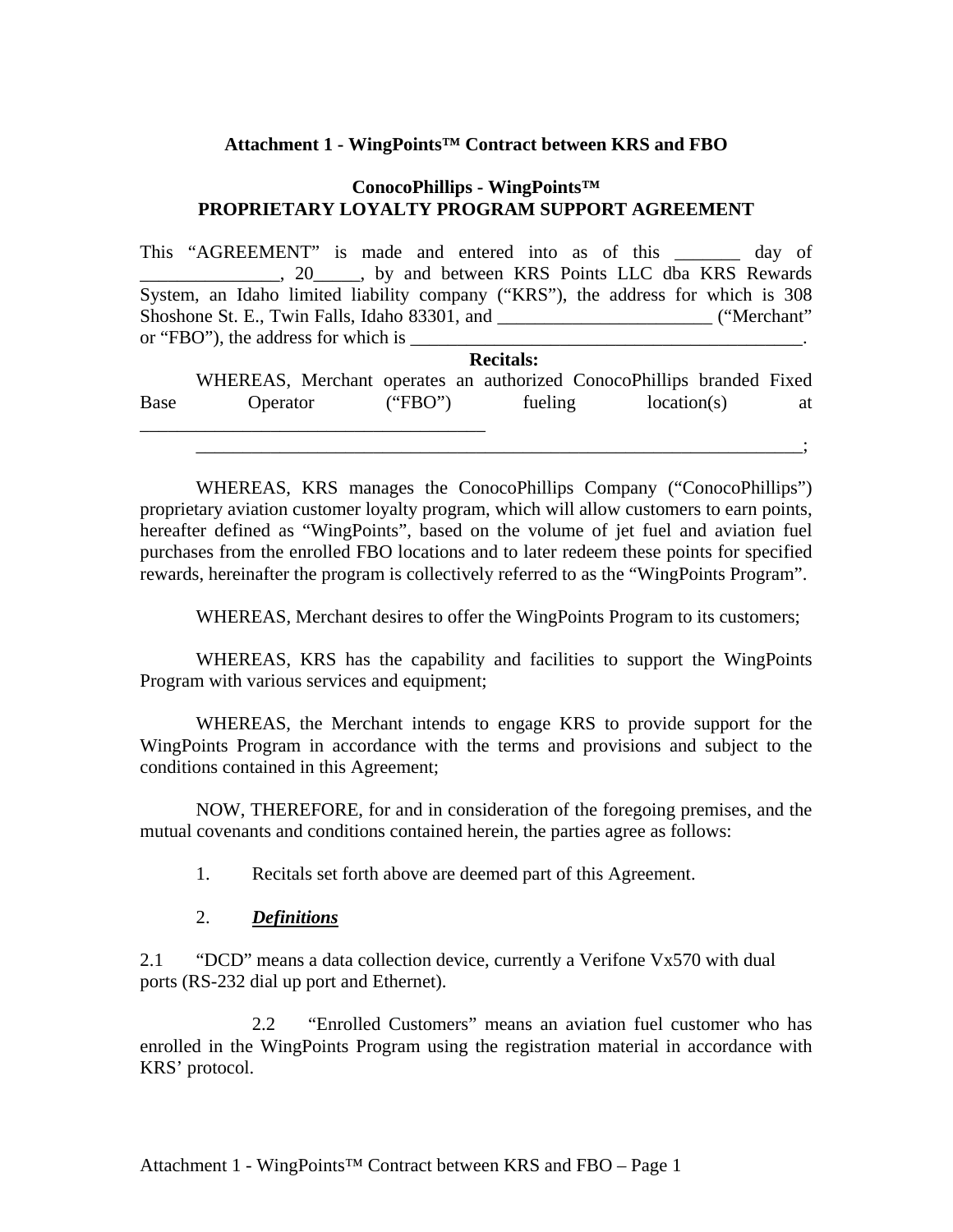**Attachment 1 - WingPoints™ Contract between KRS and FBO**

**ConocoPhillips - WingPoints™**
**PROPRIETARY LOYALTY PROGRAM SUPPORT AGREEMENT**

This "AGREEMENT" is made and entered into as of this _______ day of _______________, 20_____, by and between KRS Points LLC dba KRS Rewards System, an Idaho limited liability company ("KRS"), the address for which is 308 Shoshone St. E., Twin Falls, Idaho 83301, and _______________________ ("Merchant" or "FBO"), the address for which is ___________________________________________.

**Recitals:**

WHEREAS, Merchant operates an authorized ConocoPhillips branded Fixed Base Operator ("FBO") fueling location(s) at _____________________________________
____________________________________________________________________;

WHEREAS, KRS manages the ConocoPhillips Company ("ConocoPhillips") proprietary aviation customer loyalty program, which will allow customers to earn points, hereafter defined as "WingPoints", based on the volume of jet fuel and aviation fuel purchases from the enrolled FBO locations and to later redeem these points for specified rewards, hereinafter the program is collectively referred to as the "WingPoints Program".

WHEREAS, Merchant desires to offer the WingPoints Program to its customers;

WHEREAS, KRS has the capability and facilities to support the WingPoints Program with various services and equipment;

WHEREAS, the Merchant intends to engage KRS to provide support for the WingPoints Program in accordance with the terms and provisions and subject to the conditions contained in this Agreement;

NOW, THEREFORE, for and in consideration of the foregoing premises, and the mutual covenants and conditions contained herein, the parties agree as follows:

1. Recitals set forth above are deemed part of this Agreement.

2. ***Definitions***

2.1 "DCD" means a data collection device, currently a Verifone Vx570 with dual ports (RS-232 dial up port and Ethernet).

2.2 "Enrolled Customers" means an aviation fuel customer who has enrolled in the WingPoints Program using the registration material in accordance with KRS' protocol.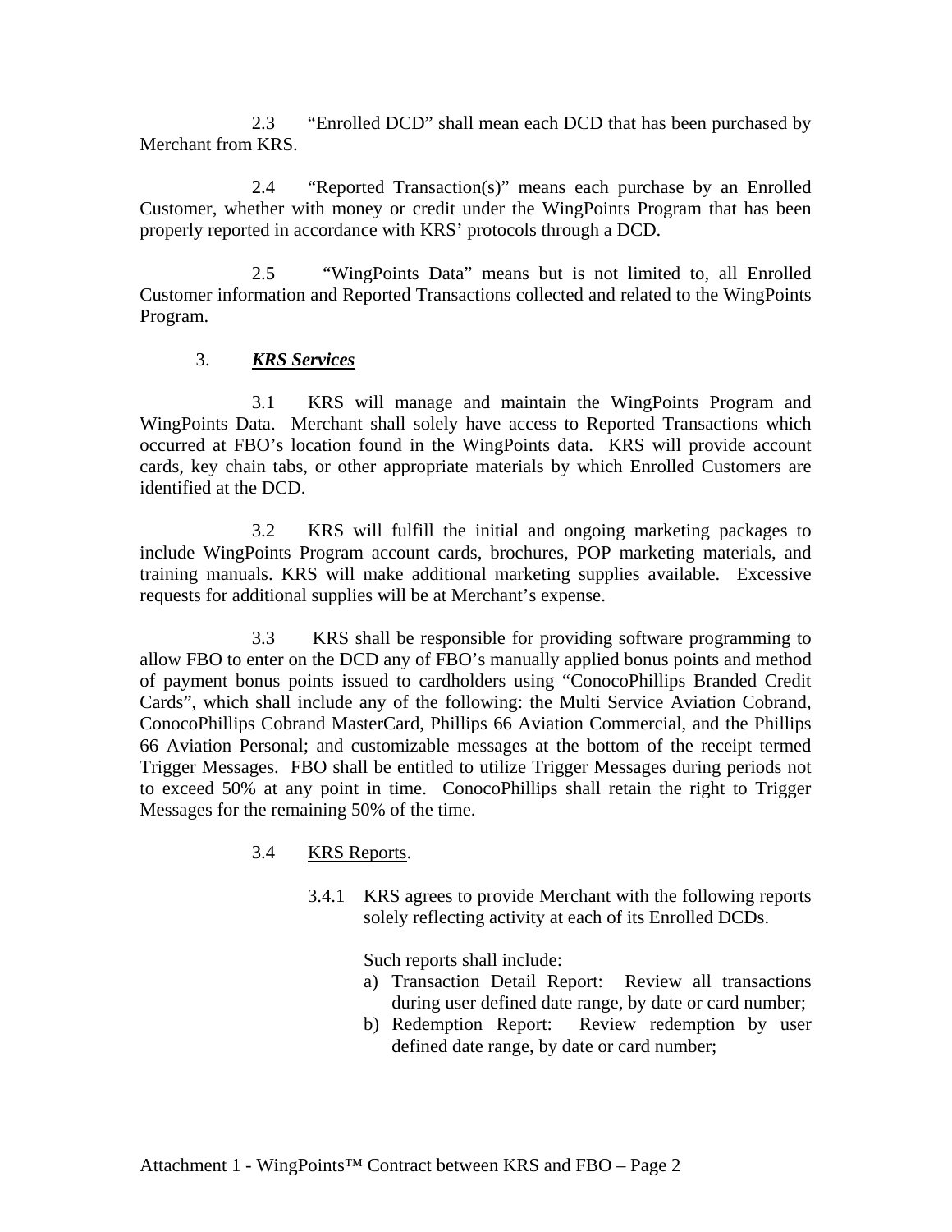2.3 "Enrolled DCD" shall mean each DCD that has been purchased by Merchant from KRS.

2.4 "Reported Transaction(s)" means each purchase by an Enrolled Customer, whether with money or credit under the WingPoints Program that has been properly reported in accordance with KRS' protocols through a DCD.

2.5 "WingPoints Data" means but is not limited to, all Enrolled Customer information and Reported Transactions collected and related to the WingPoints Program.

3. ***KRS Services***

3.1 KRS will manage and maintain the WingPoints Program and WingPoints Data. Merchant shall solely have access to Reported Transactions which occurred at FBO's location found in the WingPoints data. KRS will provide account cards, key chain tabs, or other appropriate materials by which Enrolled Customers are identified at the DCD.

3.2 KRS will fulfill the initial and ongoing marketing packages to include WingPoints Program account cards, brochures, POP marketing materials, and training manuals. KRS will make additional marketing supplies available. Excessive requests for additional supplies will be at Merchant's expense.

3.3 KRS shall be responsible for providing software programming to allow FBO to enter on the DCD any of FBO's manually applied bonus points and method of payment bonus points issued to cardholders using "ConocoPhillips Branded Credit Cards", which shall include any of the following: the Multi Service Aviation Cobrand, ConocoPhillips Cobrand MasterCard, Phillips 66 Aviation Commercial, and the Phillips 66 Aviation Personal; and customizable messages at the bottom of the receipt termed Trigger Messages. FBO shall be entitled to utilize Trigger Messages during periods not to exceed 50% at any point in time. ConocoPhillips shall retain the right to Trigger Messages for the remaining 50% of the time.

3.4 KRS Reports.

3.4.1 KRS agrees to provide Merchant with the following reports solely reflecting activity at each of its Enrolled DCDs.

Such reports shall include:

a) Transaction Detail Report: Review all transactions during user defined date range, by date or card number;
b) Redemption Report: Review redemption by user defined date range, by date or card number;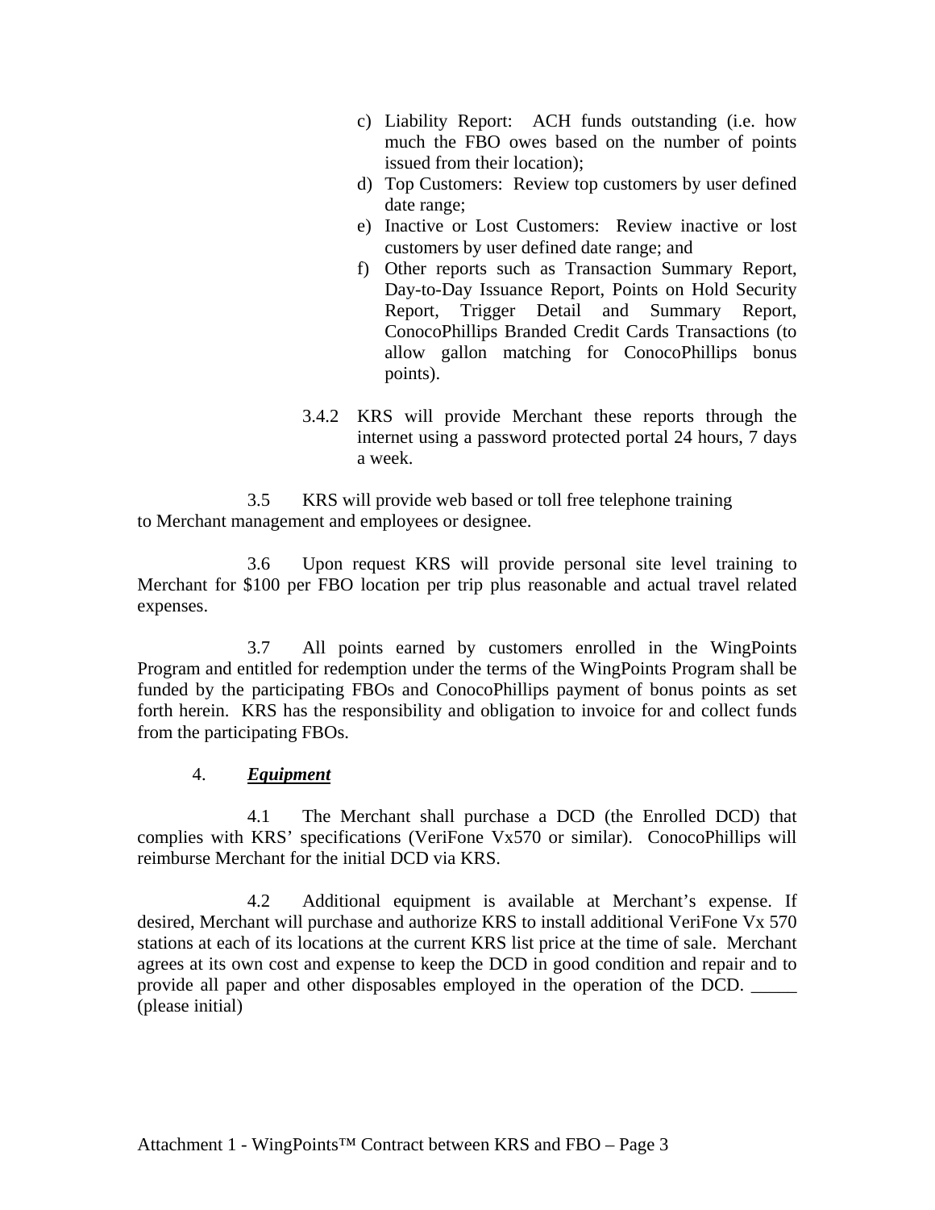c) Liability Report: ACH funds outstanding (i.e. how much the FBO owes based on the number of points issued from their location);
d) Top Customers: Review top customers by user defined date range;
e) Inactive or Lost Customers: Review inactive or lost customers by user defined date range; and
f) Other reports such as Transaction Summary Report, Day-to-Day Issuance Report, Points on Hold Security Report, Trigger Detail and Summary Report, ConocoPhillips Branded Credit Cards Transactions (to allow gallon matching for ConocoPhillips bonus points).

3.4.2 KRS will provide Merchant these reports through the internet using a password protected portal 24 hours, 7 days a week.

3.5 KRS will provide web based or toll free telephone training to Merchant management and employees or designee.

3.6 Upon request KRS will provide personal site level training to Merchant for $100 per FBO location per trip plus reasonable and actual travel related expenses.

3.7 All points earned by customers enrolled in the WingPoints Program and entitled for redemption under the terms of the WingPoints Program shall be funded by the participating FBOs and ConocoPhillips payment of bonus points as set forth herein. KRS has the responsibility and obligation to invoice for and collect funds from the participating FBOs.

4. ***Equipment***

4.1 The Merchant shall purchase a DCD (the Enrolled DCD) that complies with KRS' specifications (VeriFone Vx570 or similar). ConocoPhillips will reimburse Merchant for the initial DCD via KRS.

4.2 Additional equipment is available at Merchant's expense. If desired, Merchant will purchase and authorize KRS to install additional VeriFone Vx 570 stations at each of its locations at the current KRS list price at the time of sale. Merchant agrees at its own cost and expense to keep the DCD in good condition and repair and to provide all paper and other disposables employed in the operation of the DCD. _____ (please initial)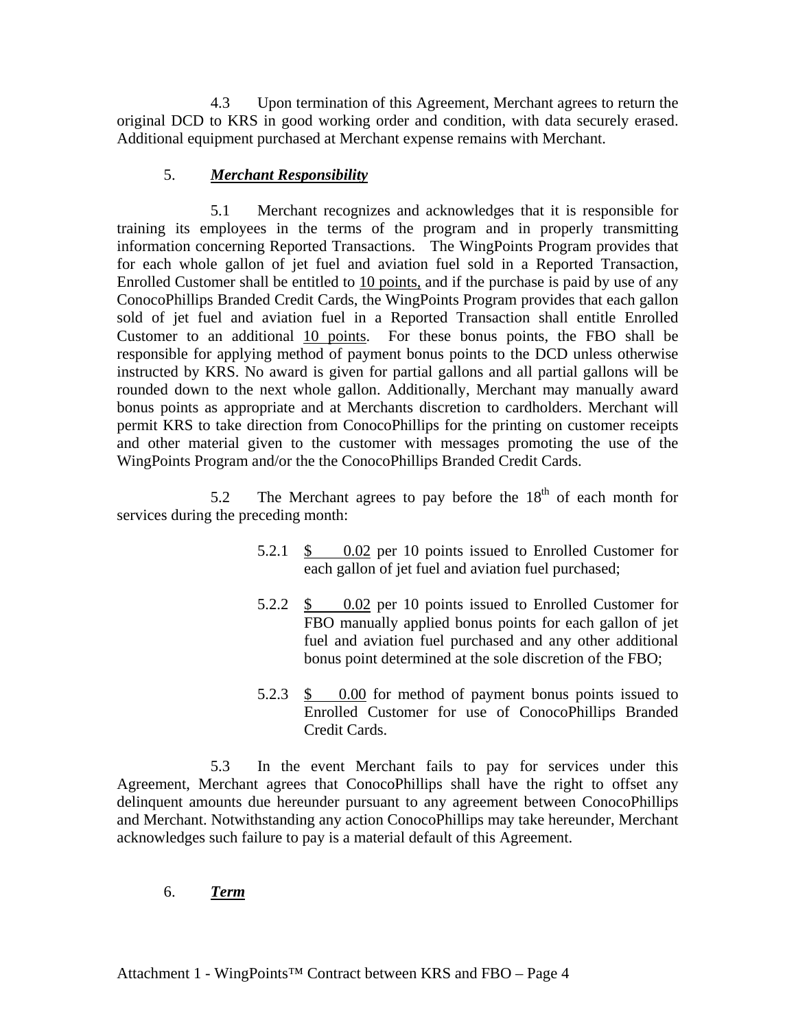4.3 Upon termination of this Agreement, Merchant agrees to return the original DCD to KRS in good working order and condition, with data securely erased. Additional equipment purchased at Merchant expense remains with Merchant.

5. ***Merchant Responsibility***

5.1 Merchant recognizes and acknowledges that it is responsible for training its employees in the terms of the program and in properly transmitting information concerning Reported Transactions. The WingPoints Program provides that for each whole gallon of jet fuel and aviation fuel sold in a Reported Transaction, Enrolled Customer shall be entitled to <u>10 points,</u> and if the purchase is paid by use of any ConocoPhillips Branded Credit Cards, the WingPoints Program provides that each gallon sold of jet fuel and aviation fuel in a Reported Transaction shall entitle Enrolled Customer to an additional <u>10 points</u>. For these bonus points, the FBO shall be responsible for applying method of payment bonus points to the DCD unless otherwise instructed by KRS. No award is given for partial gallons and all partial gallons will be rounded down to the next whole gallon. Additionally, Merchant may manually award bonus points as appropriate and at Merchants discretion to cardholders. Merchant will permit KRS to take direction from ConocoPhillips for the printing on customer receipts and other material given to the customer with messages promoting the use of the WingPoints Program and/or the the ConocoPhillips Branded Credit Cards.

5.2 The Merchant agrees to pay before the 18th of each month for services during the preceding month:

5.2.1 <u>$ 0.02</u> per 10 points issued to Enrolled Customer for each gallon of jet fuel and aviation fuel purchased;

5.2.2 <u>$ 0.02</u> per 10 points issued to Enrolled Customer for FBO manually applied bonus points for each gallon of jet fuel and aviation fuel purchased and any other additional bonus point determined at the sole discretion of the FBO;

5.2.3 <u>$ 0.00</u> for method of payment bonus points issued to Enrolled Customer for use of ConocoPhillips Branded Credit Cards.

5.3 In the event Merchant fails to pay for services under this Agreement, Merchant agrees that ConocoPhillips shall have the right to offset any delinquent amounts due hereunder pursuant to any agreement between ConocoPhillips and Merchant. Notwithstanding any action ConocoPhillips may take hereunder, Merchant acknowledges such failure to pay is a material default of this Agreement.

6. ***Term***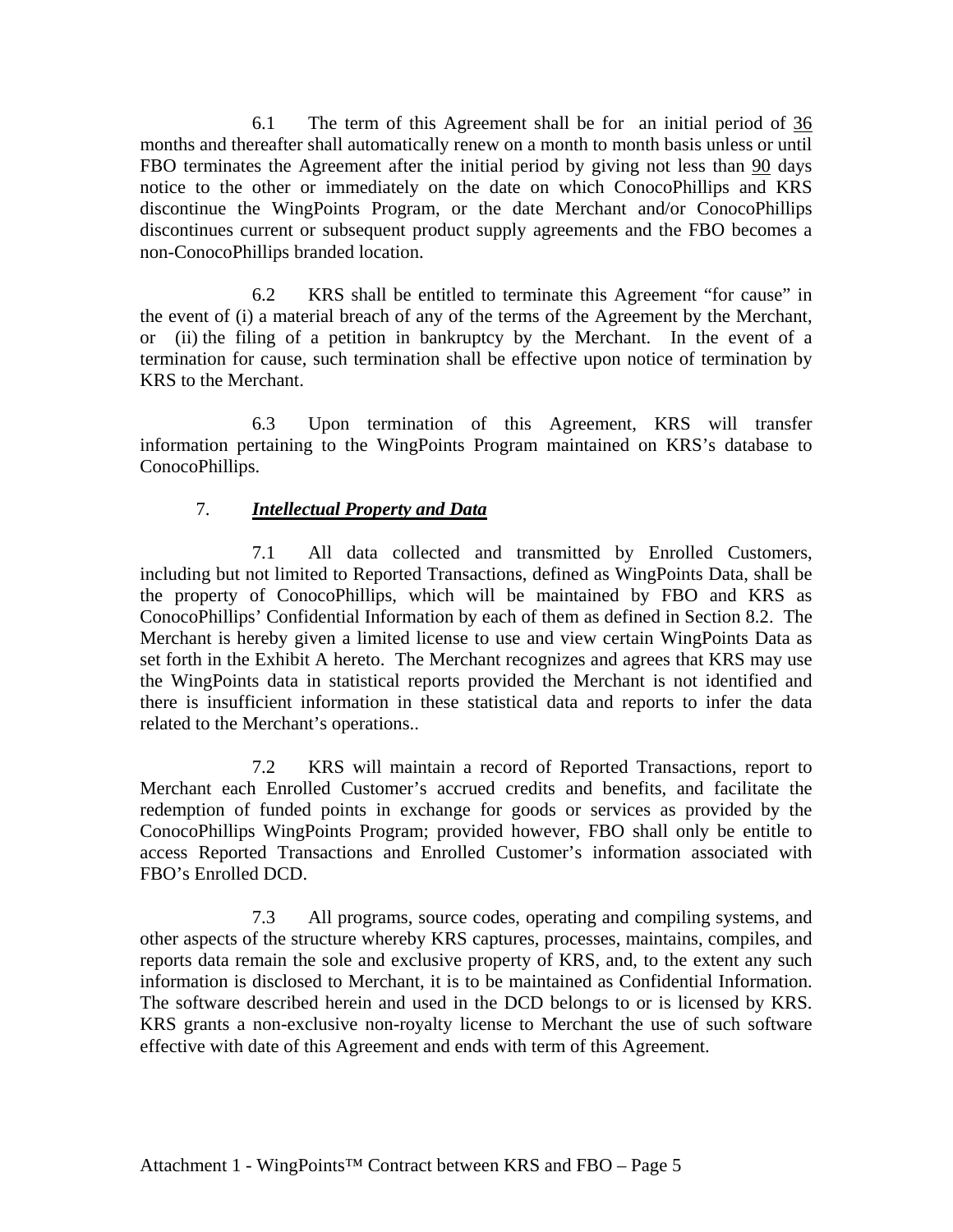6.1 The term of this Agreement shall be for an initial period of 36 months and thereafter shall automatically renew on a month to month basis unless or until FBO terminates the Agreement after the initial period by giving not less than 90 days notice to the other or immediately on the date on which ConocoPhillips and KRS discontinue the WingPoints Program, or the date Merchant and/or ConocoPhillips discontinues current or subsequent product supply agreements and the FBO becomes a non-ConocoPhillips branded location.

6.2 KRS shall be entitled to terminate this Agreement "for cause" in the event of (i) a material breach of any of the terms of the Agreement by the Merchant, or (ii) the filing of a petition in bankruptcy by the Merchant. In the event of a termination for cause, such termination shall be effective upon notice of termination by KRS to the Merchant.

6.3 Upon termination of this Agreement, KRS will transfer information pertaining to the WingPoints Program maintained on KRS's database to ConocoPhillips.

7. ***Intellectual Property and Data***

7.1 All data collected and transmitted by Enrolled Customers, including but not limited to Reported Transactions, defined as WingPoints Data, shall be the property of ConocoPhillips, which will be maintained by FBO and KRS as ConocoPhillips' Confidential Information by each of them as defined in Section 8.2. The Merchant is hereby given a limited license to use and view certain WingPoints Data as set forth in the Exhibit A hereto. The Merchant recognizes and agrees that KRS may use the WingPoints data in statistical reports provided the Merchant is not identified and there is insufficient information in these statistical data and reports to infer the data related to the Merchant's operations..

7.2 KRS will maintain a record of Reported Transactions, report to Merchant each Enrolled Customer's accrued credits and benefits, and facilitate the redemption of funded points in exchange for goods or services as provided by the ConocoPhillips WingPoints Program; provided however, FBO shall only be entitle to access Reported Transactions and Enrolled Customer's information associated with FBO's Enrolled DCD.

7.3 All programs, source codes, operating and compiling systems, and other aspects of the structure whereby KRS captures, processes, maintains, compiles, and reports data remain the sole and exclusive property of KRS, and, to the extent any such information is disclosed to Merchant, it is to be maintained as Confidential Information. The software described herein and used in the DCD belongs to or is licensed by KRS. KRS grants a non-exclusive non-royalty license to Merchant the use of such software effective with date of this Agreement and ends with term of this Agreement.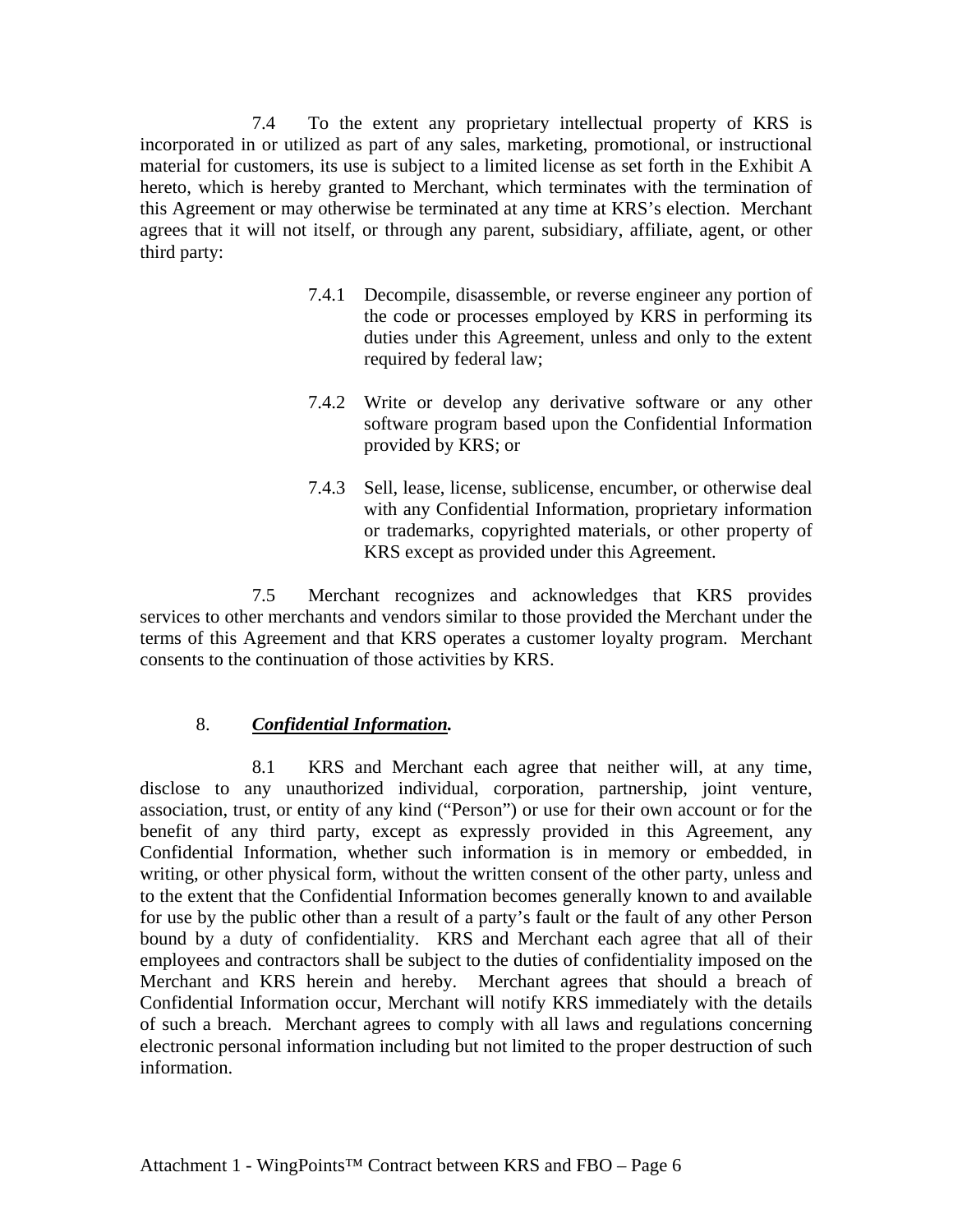7.4 To the extent any proprietary intellectual property of KRS is incorporated in or utilized as part of any sales, marketing, promotional, or instructional material for customers, its use is subject to a limited license as set forth in the Exhibit A hereto, which is hereby granted to Merchant, which terminates with the termination of this Agreement or may otherwise be terminated at any time at KRS's election. Merchant agrees that it will not itself, or through any parent, subsidiary, affiliate, agent, or other third party:

> 7.4.1 Decompile, disassemble, or reverse engineer any portion of the code or processes employed by KRS in performing its duties under this Agreement, unless and only to the extent required by federal law;
>
> 7.4.2 Write or develop any derivative software or any other software program based upon the Confidential Information provided by KRS; or
>
> 7.4.3 Sell, lease, license, sublicense, encumber, or otherwise deal with any Confidential Information, proprietary information or trademarks, copyrighted materials, or other property of KRS except as provided under this Agreement.

7.5 Merchant recognizes and acknowledges that KRS provides services to other merchants and vendors similar to those provided the Merchant under the terms of this Agreement and that KRS operates a customer loyalty program. Merchant consents to the continuation of those activities by KRS.

8. ***Confidential Information.***

8.1 KRS and Merchant each agree that neither will, at any time, disclose to any unauthorized individual, corporation, partnership, joint venture, association, trust, or entity of any kind ("Person") or use for their own account or for the benefit of any third party, except as expressly provided in this Agreement, any Confidential Information, whether such information is in memory or embedded, in writing, or other physical form, without the written consent of the other party, unless and to the extent that the Confidential Information becomes generally known to and available for use by the public other than a result of a party's fault or the fault of any other Person bound by a duty of confidentiality. KRS and Merchant each agree that all of their employees and contractors shall be subject to the duties of confidentiality imposed on the Merchant and KRS herein and hereby. Merchant agrees that should a breach of Confidential Information occur, Merchant will notify KRS immediately with the details of such a breach. Merchant agrees to comply with all laws and regulations concerning electronic personal information including but not limited to the proper destruction of such information.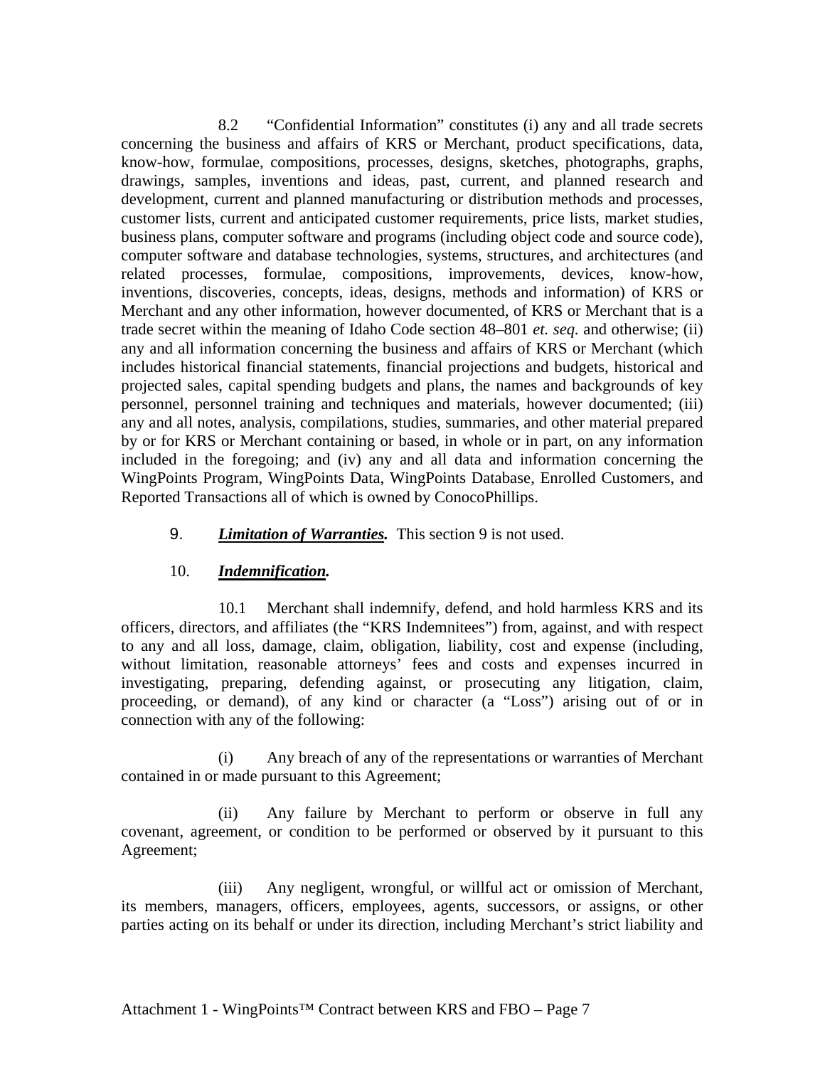8.2 "Confidential Information" constitutes (i) any and all trade secrets concerning the business and affairs of KRS or Merchant, product specifications, data, know-how, formulae, compositions, processes, designs, sketches, photographs, graphs, drawings, samples, inventions and ideas, past, current, and planned research and development, current and planned manufacturing or distribution methods and processes, customer lists, current and anticipated customer requirements, price lists, market studies, business plans, computer software and programs (including object code and source code), computer software and database technologies, systems, structures, and architectures (and related processes, formulae, compositions, improvements, devices, know-how, inventions, discoveries, concepts, ideas, designs, methods and information) of KRS or Merchant and any other information, however documented, of KRS or Merchant that is a trade secret within the meaning of Idaho Code section 48–801 *et. seq.* and otherwise; (ii) any and all information concerning the business and affairs of KRS or Merchant (which includes historical financial statements, financial projections and budgets, historical and projected sales, capital spending budgets and plans, the names and backgrounds of key personnel, personnel training and techniques and materials, however documented; (iii) any and all notes, analysis, compilations, studies, summaries, and other material prepared by or for KRS or Merchant containing or based, in whole or in part, on any information included in the foregoing; and (iv) any and all data and information concerning the WingPoints Program, WingPoints Data, WingPoints Database, Enrolled Customers, and Reported Transactions all of which is owned by ConocoPhillips.

9. ***Limitation of Warranties.*** This section 9 is not used.

10. ***Indemnification.***

10.1 Merchant shall indemnify, defend, and hold harmless KRS and its officers, directors, and affiliates (the "KRS Indemnitees") from, against, and with respect to any and all loss, damage, claim, obligation, liability, cost and expense (including, without limitation, reasonable attorneys' fees and costs and expenses incurred in investigating, preparing, defending against, or prosecuting any litigation, claim, proceeding, or demand), of any kind or character (a "Loss") arising out of or in connection with any of the following:

(i) Any breach of any of the representations or warranties of Merchant contained in or made pursuant to this Agreement;

(ii) Any failure by Merchant to perform or observe in full any covenant, agreement, or condition to be performed or observed by it pursuant to this Agreement;

(iii) Any negligent, wrongful, or willful act or omission of Merchant, its members, managers, officers, employees, agents, successors, or assigns, or other parties acting on its behalf or under its direction, including Merchant's strict liability and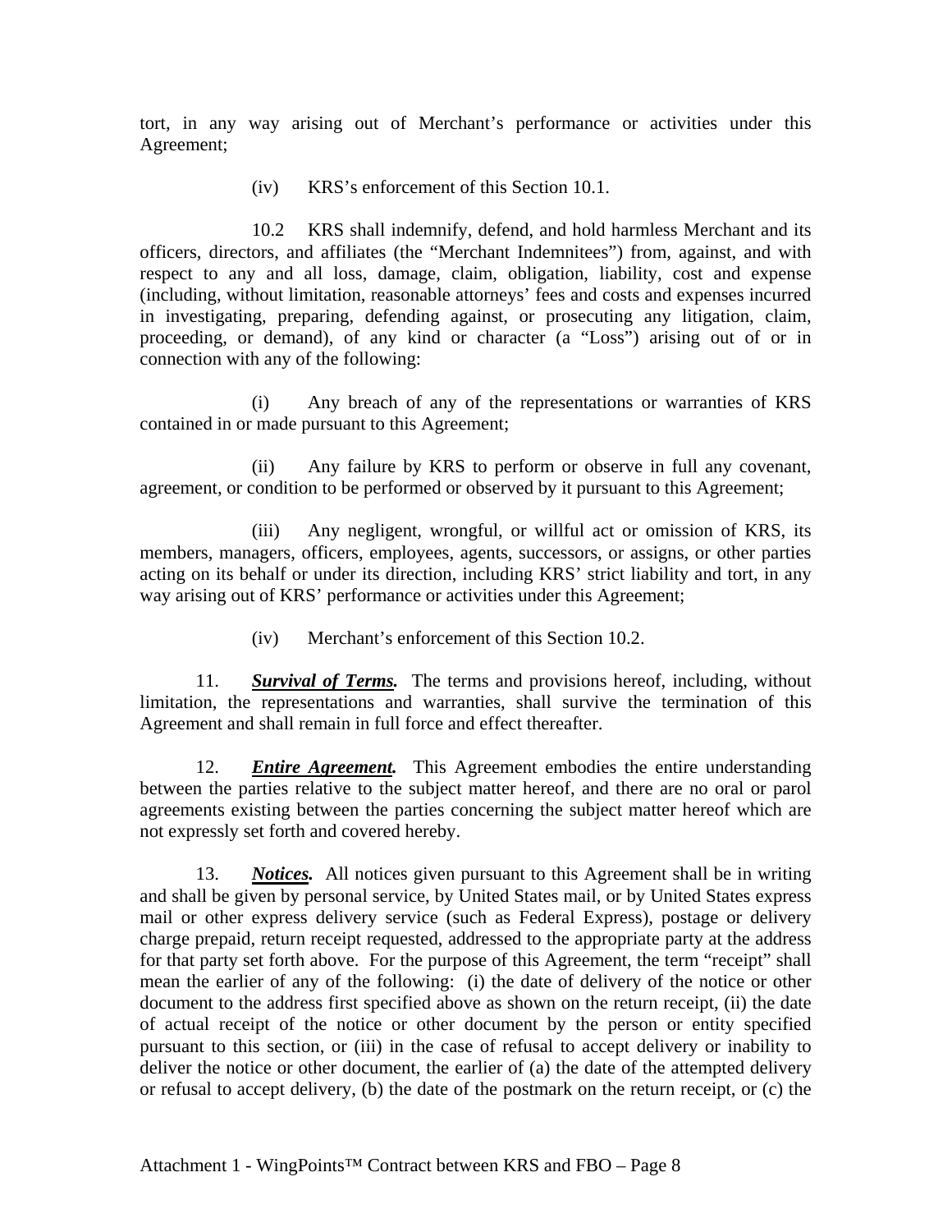tort, in any way arising out of Merchant's performance or activities under this Agreement;

(iv) KRS's enforcement of this Section 10.1.

10.2 KRS shall indemnify, defend, and hold harmless Merchant and its officers, directors, and affiliates (the "Merchant Indemnitees") from, against, and with respect to any and all loss, damage, claim, obligation, liability, cost and expense (including, without limitation, reasonable attorneys' fees and costs and expenses incurred in investigating, preparing, defending against, or prosecuting any litigation, claim, proceeding, or demand), of any kind or character (a "Loss") arising out of or in connection with any of the following:

(i) Any breach of any of the representations or warranties of KRS contained in or made pursuant to this Agreement;

(ii) Any failure by KRS to perform or observe in full any covenant, agreement, or condition to be performed or observed by it pursuant to this Agreement;

(iii) Any negligent, wrongful, or willful act or omission of KRS, its members, managers, officers, employees, agents, successors, or assigns, or other parties acting on its behalf or under its direction, including KRS' strict liability and tort, in any way arising out of KRS' performance or activities under this Agreement;

(iv) Merchant's enforcement of this Section 10.2.

11. ***Survival of Terms.*** The terms and provisions hereof, including, without limitation, the representations and warranties, shall survive the termination of this Agreement and shall remain in full force and effect thereafter.

12. ***Entire Agreement.*** This Agreement embodies the entire understanding between the parties relative to the subject matter hereof, and there are no oral or parol agreements existing between the parties concerning the subject matter hereof which are not expressly set forth and covered hereby.

13. ***Notices.*** All notices given pursuant to this Agreement shall be in writing and shall be given by personal service, by United States mail, or by United States express mail or other express delivery service (such as Federal Express), postage or delivery charge prepaid, return receipt requested, addressed to the appropriate party at the address for that party set forth above. For the purpose of this Agreement, the term "receipt" shall mean the earlier of any of the following: (i) the date of delivery of the notice or other document to the address first specified above as shown on the return receipt, (ii) the date of actual receipt of the notice or other document by the person or entity specified pursuant to this section, or (iii) in the case of refusal to accept delivery or inability to deliver the notice or other document, the earlier of (a) the date of the attempted delivery or refusal to accept delivery, (b) the date of the postmark on the return receipt, or (c) the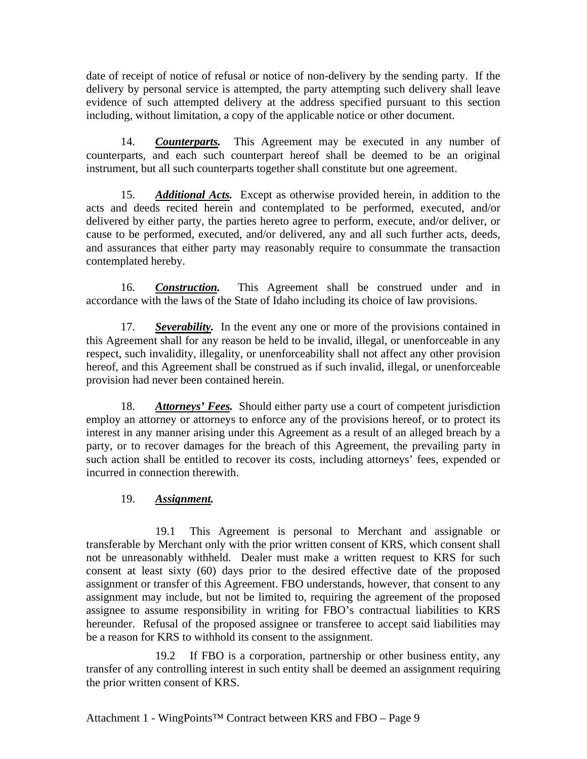date of receipt of notice of refusal or notice of non-delivery by the sending party. If the delivery by personal service is attempted, the party attempting such delivery shall leave evidence of such attempted delivery at the address specified pursuant to this section including, without limitation, a copy of the applicable notice or other document.

14. ***Counterparts.*** This Agreement may be executed in any number of counterparts, and each such counterpart hereof shall be deemed to be an original instrument, but all such counterparts together shall constitute but one agreement.

15. ***Additional Acts.*** Except as otherwise provided herein, in addition to the acts and deeds recited herein and contemplated to be performed, executed, and/or delivered by either party, the parties hereto agree to perform, execute, and/or deliver, or cause to be performed, executed, and/or delivered, any and all such further acts, deeds, and assurances that either party may reasonably require to consummate the transaction contemplated hereby.

16. ***Construction.*** This Agreement shall be construed under and in accordance with the laws of the State of Idaho including its choice of law provisions.

17. ***Severability.*** In the event any one or more of the provisions contained in this Agreement shall for any reason be held to be invalid, illegal, or unenforceable in any respect, such invalidity, illegality, or unenforceability shall not affect any other provision hereof, and this Agreement shall be construed as if such invalid, illegal, or unenforceable provision had never been contained herein.

18. ***Attorneys' Fees.*** Should either party use a court of competent jurisdiction employ an attorney or attorneys to enforce any of the provisions hereof, or to protect its interest in any manner arising under this Agreement as a result of an alleged breach by a party, or to recover damages for the breach of this Agreement, the prevailing party in such action shall be entitled to recover its costs, including attorneys' fees, expended or incurred in connection therewith.

19. ***Assignment.***

19.1 This Agreement is personal to Merchant and assignable or transferable by Merchant only with the prior written consent of KRS, which consent shall not be unreasonably withheld. Dealer must make a written request to KRS for such consent at least sixty (60) days prior to the desired effective date of the proposed assignment or transfer of this Agreement. FBO understands, however, that consent to any assignment may include, but not be limited to, requiring the agreement of the proposed assignee to assume responsibility in writing for FBO's contractual liabilities to KRS hereunder. Refusal of the proposed assignee or transferee to accept said liabilities may be a reason for KRS to withhold its consent to the assignment.

19.2 If FBO is a corporation, partnership or other business entity, any transfer of any controlling interest in such entity shall be deemed an assignment requiring the prior written consent of KRS.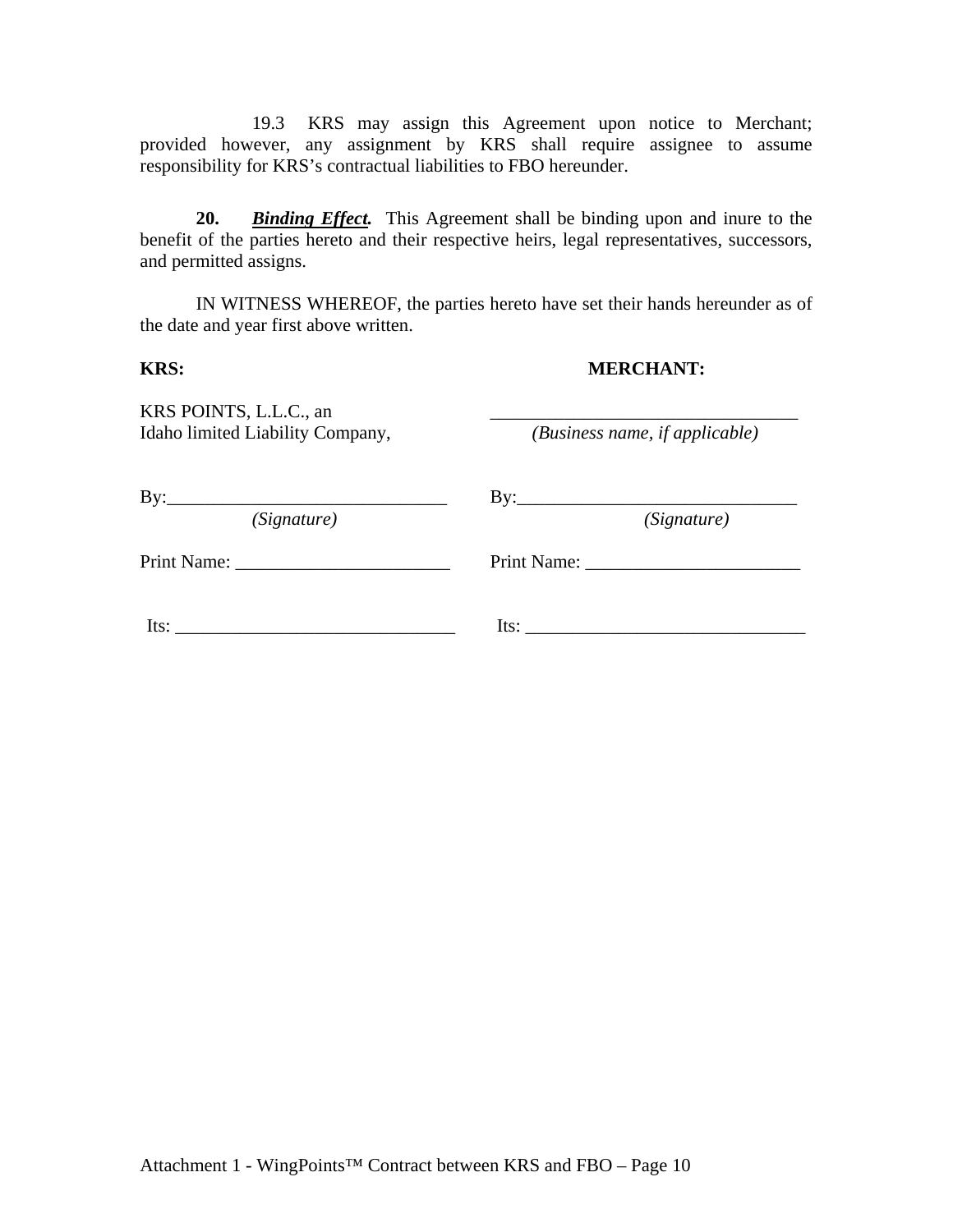19.3 KRS may assign this Agreement upon notice to Merchant; provided however, any assignment by KRS shall require assignee to assume responsibility for KRS's contractual liabilities to FBO hereunder.

**20.** ***Binding Effect.*** This Agreement shall be binding upon and inure to the benefit of the parties hereto and their respective heirs, legal representatives, successors, and permitted assigns.

IN WITNESS WHEREOF, the parties hereto have set their hands hereunder as of the date and year first above written.

| **KRS:** | **MERCHANT:** |
|---|---|
| KRS POINTS, L.L.C., an Idaho limited Liability Company, | __________________________________ *(Business name, if applicable)* |
| By:______________________________ *(Signature)* | By:______________________________ *(Signature)* |
| Print Name: _______________________ | Print Name: _______________________ |
| Its: ______________________________ | Its: ______________________________ |